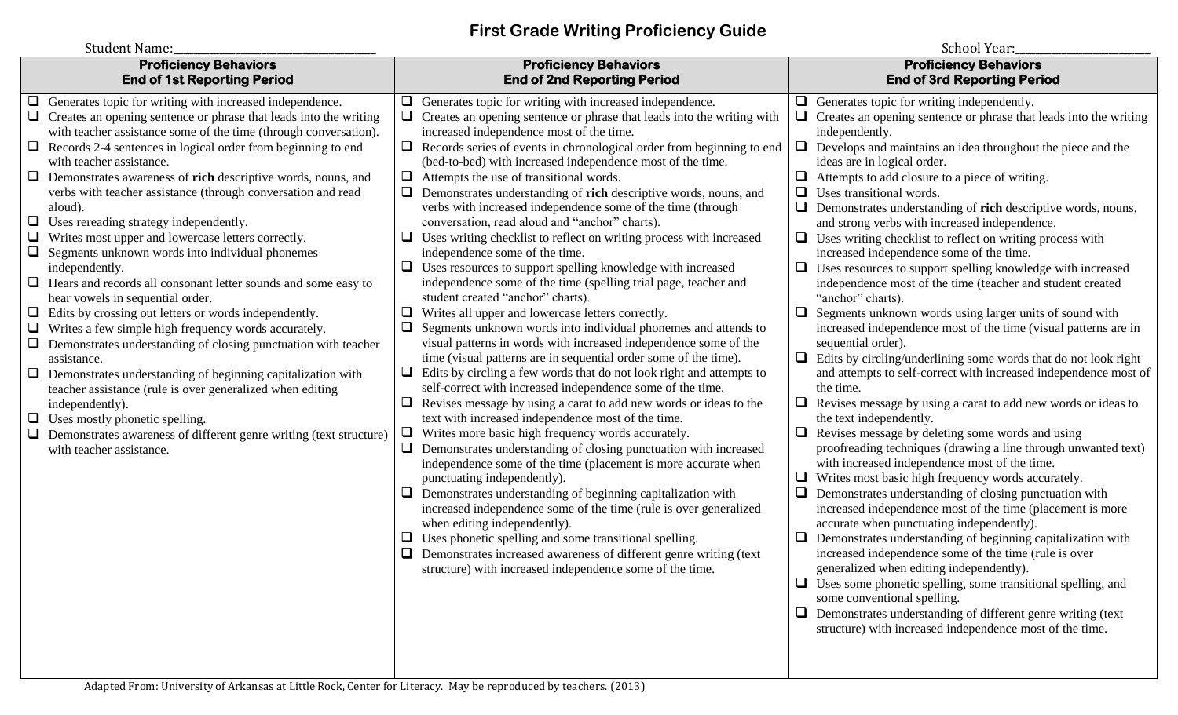# First Grade Writing Proficiency Guide

Student Name:\_\_\_\_\_\_\_\_\_\_\_\_\_\_\_\_\_\_\_\_\_\_\_\_\_\_\_\_\_\_\_\_ School Year:\_\_\_\_\_\_\_\_\_\_\_\_\_\_\_\_\_\_\_\_\_\_

| **Proficiency Behaviors End of 1st Reporting Period** | **Proficiency Behaviors End of 2nd Reporting Period** | **Proficiency Behaviors End of 3rd Reporting Period** |
|---|---|---|
| ❑ Generates topic for writing with increased independence.<br>❑ Creates an opening sentence or phrase that leads into the writing with teacher assistance some of the time (through conversation).<br>❑ Records 2-4 sentences in logical order from beginning to end with teacher assistance.<br>❑ Demonstrates awareness of **rich** descriptive words, nouns, and verbs with teacher assistance (through conversation and read aloud).<br>❑ Uses rereading strategy independently.<br>❑ Writes most upper and lowercase letters correctly.<br>❑ Segments unknown words into individual phonemes independently.<br>❑ Hears and records all consonant letter sounds and some easy to hear vowels in sequential order.<br>❑ Edits by crossing out letters or words independently.<br>❑ Writes a few simple high frequency words accurately.<br>❑ Demonstrates understanding of closing punctuation with teacher assistance.<br>❑ Demonstrates understanding of beginning capitalization with teacher assistance (rule is over generalized when editing independently).<br>❑ Uses mostly phonetic spelling.<br>❑ Demonstrates awareness of different genre writing (text structure) with teacher assistance. | ❑ Generates topic for writing with increased independence.<br>❑ Creates an opening sentence or phrase that leads into the writing with increased independence most of the time.<br>❑ Records series of events in chronological order from beginning to end (bed-to-bed) with increased independence most of the time.<br>❑ Attempts the use of transitional words.<br>❑ Demonstrates understanding of **rich** descriptive words, nouns, and verbs with increased independence some of the time (through conversation, read aloud and "anchor" charts).<br>❑ Uses writing checklist to reflect on writing process with increased independence some of the time.<br>❑ Uses resources to support spelling knowledge with increased independence some of the time (spelling trial page, teacher and student created "anchor" charts).<br>❑ Writes all upper and lowercase letters correctly.<br>❑ Segments unknown words into individual phonemes and attends to visual patterns in words with increased independence some of the time (visual patterns are in sequential order some of the time).<br>❑ Edits by circling a few words that do not look right and attempts to self-correct with increased independence some of the time.<br>❑ Revises message by using a carat to add new words or ideas to the text with increased independence most of the time.<br>❑ Writes more basic high frequency words accurately.<br>❑ Demonstrates understanding of closing punctuation with increased independence some of the time (placement is more accurate when punctuating independently).<br>❑ Demonstrates understanding of beginning capitalization with increased independence some of the time (rule is over generalized when editing independently).<br>❑ Uses phonetic spelling and some transitional spelling.<br>❑ Demonstrates increased awareness of different genre writing (text structure) with increased independence some of the time. | ❑ Generates topic for writing independently.<br>❑ Creates an opening sentence or phrase that leads into the writing independently.<br>❑ Develops and maintains an idea throughout the piece and the ideas are in logical order.<br>❑ Attempts to add closure to a piece of writing.<br>❑ Uses transitional words.<br>❑ Demonstrates understanding of **rich** descriptive words, nouns, and strong verbs with increased independence.<br>❑ Uses writing checklist to reflect on writing process with increased independence some of the time.<br>❑ Uses resources to support spelling knowledge with increased independence most of the time (teacher and student created "anchor" charts).<br>❑ Segments unknown words using larger units of sound with increased independence most of the time (visual patterns are in sequential order).<br>❑ Edits by circling/underlining some words that do not look right and attempts to self-correct with increased independence most of the time.<br>❑ Revises message by using a carat to add new words or ideas to the text independently.<br>❑ Revises message by deleting some words and using proofreading techniques (drawing a line through unwanted text) with increased independence most of the time.<br>❑ Writes most basic high frequency words accurately.<br>❑ Demonstrates understanding of closing punctuation with increased independence most of the time (placement is more accurate when punctuating independently).<br>❑ Demonstrates understanding of beginning capitalization with increased independence some of the time (rule is over generalized when editing independently).<br>❑ Uses some phonetic spelling, some transitional spelling, and some conventional spelling.<br>❑ Demonstrates understanding of different genre writing (text structure) with increased independence most of the time. |

Adapted From: University of Arkansas at Little Rock, Center for Literacy. May be reproduced by teachers. (2013)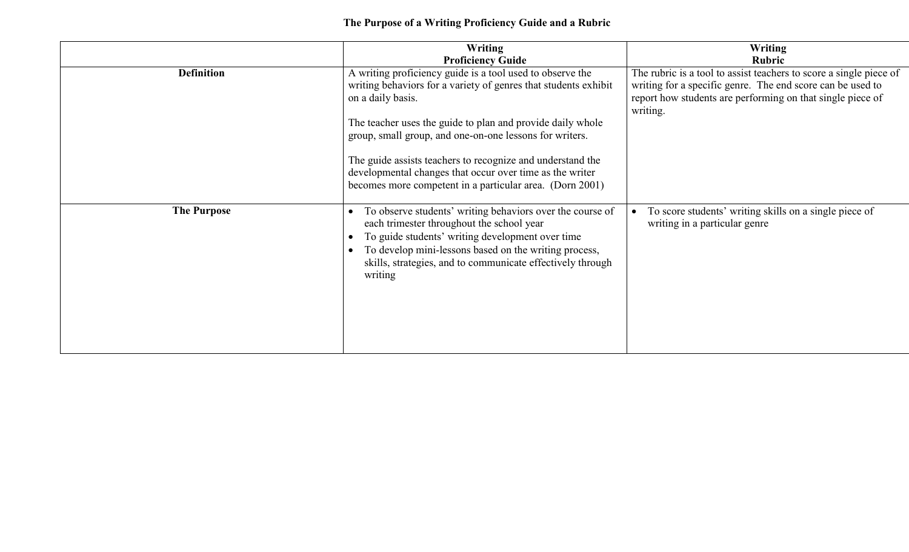# The Purpose of a Writing Proficiency Guide and a Rubric

| | Writing Proficiency Guide | Writing Rubric |
|---|---|---|
| **Definition** | A writing proficiency guide is a tool used to observe the writing behaviors for a variety of genres that students exhibit on a daily basis.<br><br>The teacher uses the guide to plan and provide daily whole group, small group, and one-on-one lessons for writers.<br><br>The guide assists teachers to recognize and understand the developmental changes that occur over time as the writer becomes more competent in a particular area. (Dorn 2001) | The rubric is a tool to assist teachers to score a single piece of writing for a specific genre. The end score can be used to report how students are performing on that single piece of writing. |
| **The Purpose** | • To observe students' writing behaviors over the course of each trimester throughout the school year<br>• To guide students' writing development over time<br>• To develop mini-lessons based on the writing process, skills, strategies, and to communicate effectively through writing | • To score students' writing skills on a single piece of writing in a particular genre |